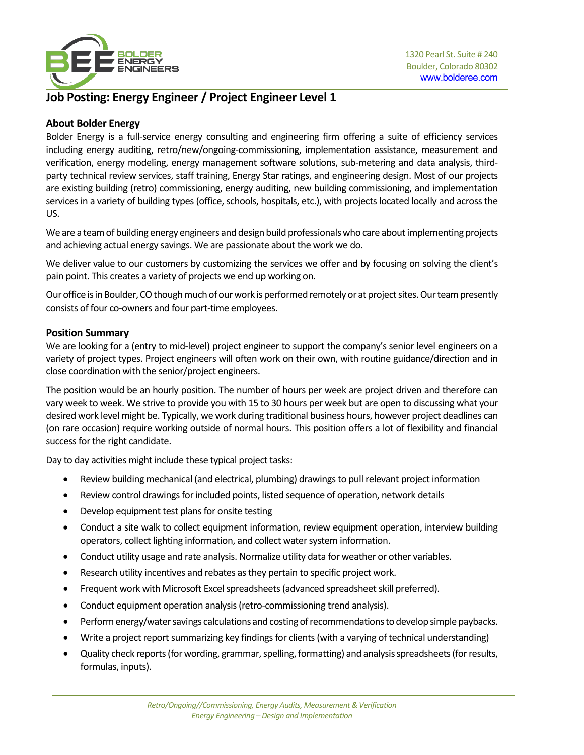1320 Pearl St. Suite # 240
Boulder, Colorado 80302
www.bolderee.com

# Job Posting: Energy Engineer / Project Engineer Level 1

## About Bolder Energy

Bolder Energy is a full-service energy consulting and engineering firm offering a suite of efficiency services including energy auditing, retro/new/ongoing-commissioning, implementation assistance, measurement and verification, energy modeling, energy management software solutions, sub-metering and data analysis, third-party technical review services, staff training, Energy Star ratings, and engineering design. Most of our projects are existing building (retro) commissioning, energy auditing, new building commissioning, and implementation services in a variety of building types (office, schools, hospitals, etc.), with projects located locally and across the US.

We are a team of building energy engineers and design build professionals who care about implementing projects and achieving actual energy savings. We are passionate about the work we do.

We deliver value to our customers by customizing the services we offer and by focusing on solving the client's pain point. This creates a variety of projects we end up working on.

Our office is in Boulder, CO though much of our work is performed remotely or at project sites. Our team presently consists of four co-owners and four part-time employees.

## Position Summary

We are looking for a (entry to mid-level) project engineer to support the company's senior level engineers on a variety of project types. Project engineers will often work on their own, with routine guidance/direction and in close coordination with the senior/project engineers.

The position would be an hourly position. The number of hours per week are project driven and therefore can vary week to week. We strive to provide you with 15 to 30 hours per week but are open to discussing what your desired work level might be. Typically, we work during traditional business hours, however project deadlines can (on rare occasion) require working outside of normal hours. This position offers a lot of flexibility and financial success for the right candidate.

Day to day activities might include these typical project tasks:

- Review building mechanical (and electrical, plumbing) drawings to pull relevant project information
- Review control drawings for included points, listed sequence of operation, network details
- Develop equipment test plans for onsite testing
- Conduct a site walk to collect equipment information, review equipment operation, interview building operators, collect lighting information, and collect water system information.
- Conduct utility usage and rate analysis. Normalize utility data for weather or other variables.
- Research utility incentives and rebates as they pertain to specific project work.
- Frequent work with Microsoft Excel spreadsheets (advanced spreadsheet skill preferred).
- Conduct equipment operation analysis (retro-commissioning trend analysis).
- Perform energy/water savings calculations and costing of recommendations to develop simple paybacks.
- Write a project report summarizing key findings for clients (with a varying of technical understanding)
- Quality check reports (for wording, grammar, spelling, formatting) and analysis spreadsheets (for results, formulas, inputs).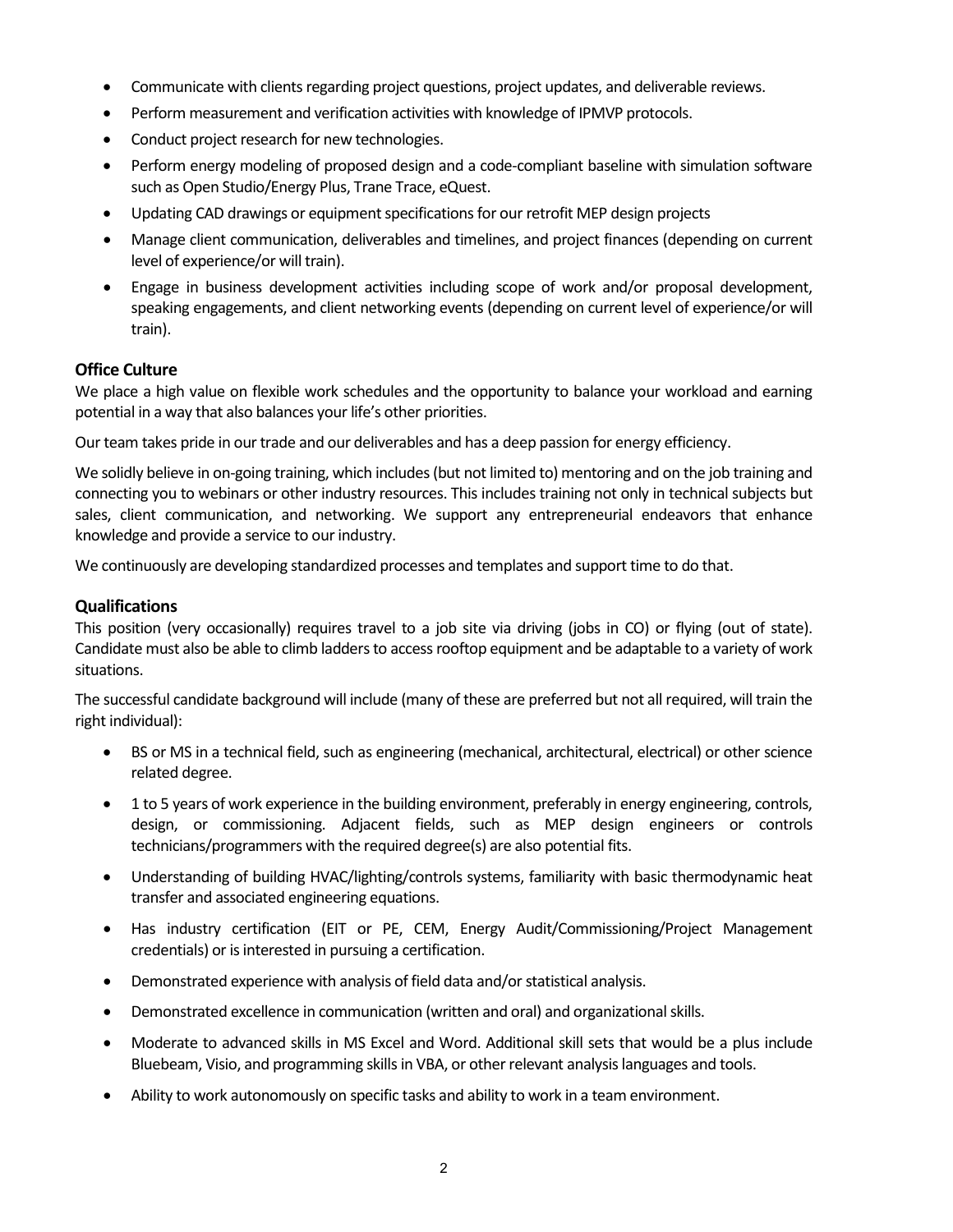- Communicate with clients regarding project questions, project updates, and deliverable reviews.
- Perform measurement and verification activities with knowledge of IPMVP protocols.
- Conduct project research for new technologies.
- Perform energy modeling of proposed design and a code-compliant baseline with simulation software such as Open Studio/Energy Plus, Trane Trace, eQuest.
- Updating CAD drawings or equipment specifications for our retrofit MEP design projects
- Manage client communication, deliverables and timelines, and project finances (depending on current level of experience/or will train).
- Engage in business development activities including scope of work and/or proposal development, speaking engagements, and client networking events (depending on current level of experience/or will train).

### Office Culture

We place a high value on flexible work schedules and the opportunity to balance your workload and earning potential in a way that also balances your life's other priorities.

Our team takes pride in our trade and our deliverables and has a deep passion for energy efficiency.

We solidly believe in on-going training, which includes (but not limited to) mentoring and on the job training and connecting you to webinars or other industry resources. This includes training not only in technical subjects but sales, client communication, and networking. We support any entrepreneurial endeavors that enhance knowledge and provide a service to our industry.

We continuously are developing standardized processes and templates and support time to do that.

### Qualifications

This position (very occasionally) requires travel to a job site via driving (jobs in CO) or flying (out of state). Candidate must also be able to climb ladders to access rooftop equipment and be adaptable to a variety of work situations.

The successful candidate background will include (many of these are preferred but not all required, will train the right individual):

- BS or MS in a technical field, such as engineering (mechanical, architectural, electrical) or other science related degree.
- 1 to 5 years of work experience in the building environment, preferably in energy engineering, controls, design, or commissioning. Adjacent fields, such as MEP design engineers or controls technicians/programmers with the required degree(s) are also potential fits.
- Understanding of building HVAC/lighting/controls systems, familiarity with basic thermodynamic heat transfer and associated engineering equations.
- Has industry certification (EIT or PE, CEM, Energy Audit/Commissioning/Project Management credentials) or is interested in pursuing a certification.
- Demonstrated experience with analysis of field data and/or statistical analysis.
- Demonstrated excellence in communication (written and oral) and organizational skills.
- Moderate to advanced skills in MS Excel and Word. Additional skill sets that would be a plus include Bluebeam, Visio, and programming skills in VBA, or other relevant analysis languages and tools.
- Ability to work autonomously on specific tasks and ability to work in a team environment.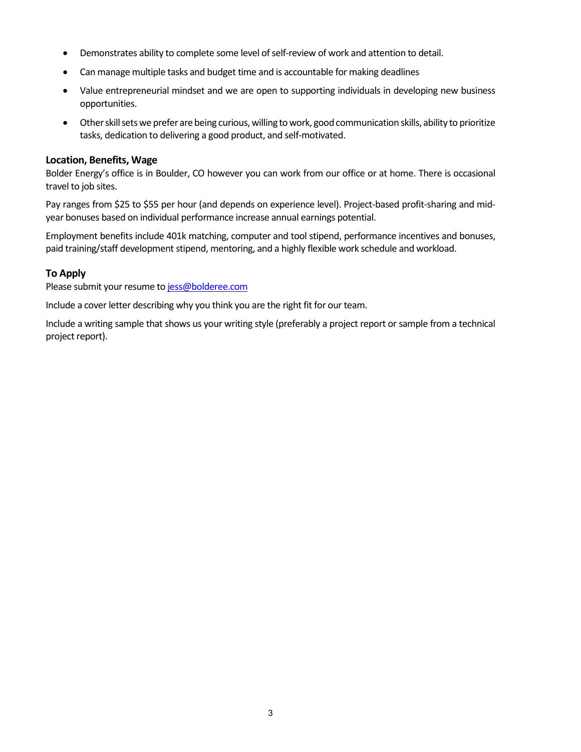- Demonstrates ability to complete some level of self-review of work and attention to detail.
- Can manage multiple tasks and budget time and is accountable for making deadlines
- Value entrepreneurial mindset and we are open to supporting individuals in developing new business opportunities.
- Other skill sets we prefer are being curious, willing to work, good communication skills, ability to prioritize tasks, dedication to delivering a good product, and self-motivated.

### Location, Benefits, Wage

Bolder Energy's office is in Boulder, CO however you can work from our office or at home. There is occasional travel to job sites.

Pay ranges from $25 to $55 per hour (and depends on experience level). Project-based profit-sharing and mid-year bonuses based on individual performance increase annual earnings potential.

Employment benefits include 401k matching, computer and tool stipend, performance incentives and bonuses, paid training/staff development stipend, mentoring, and a highly flexible work schedule and workload.

### To Apply

Please submit your resume to [jess@bolderee.com](mailto:jess@bolderee.com)

Include a cover letter describing why you think you are the right fit for our team.

Include a writing sample that shows us your writing style (preferably a project report or sample from a technical project report).